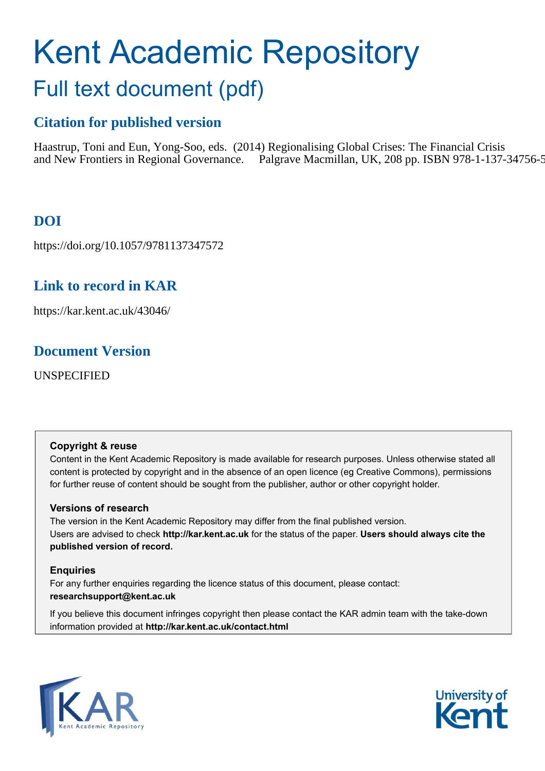# Kent Academic Repository

## Full text document (pdf)

### Citation for published version

Haastrup, Toni and Eun, Yong-Soo, eds. (2014) Regionalising Global Crises: The Financial Crisis and New Frontiers in Regional Governance. Palgrave Macmillan, UK, 208 pp. ISBN 978-1-137-34756-5

### DOI

https://doi.org/10.1057/9781137347572

### Link to record in KAR

https://kar.kent.ac.uk/43046/

### Document Version

UNSPECIFIED

**Copyright & reuse**

Content in the Kent Academic Repository is made available for research purposes. Unless otherwise stated all content is protected by copyright and in the absence of an open licence (eg Creative Commons), permissions for further reuse of content should be sought from the publisher, author or other copyright holder.

**Versions of research**

The version in the Kent Academic Repository may differ from the final published version. Users are advised to check **http://kar.kent.ac.uk** for the status of the paper. **Users should always cite the published version of record.**

**Enquiries**

For any further enquiries regarding the licence status of this document, please contact: **researchsupport@kent.ac.uk**

If you believe this document infringes copyright then please contact the KAR admin team with the take-down information provided at **http://kar.kent.ac.uk/contact.html**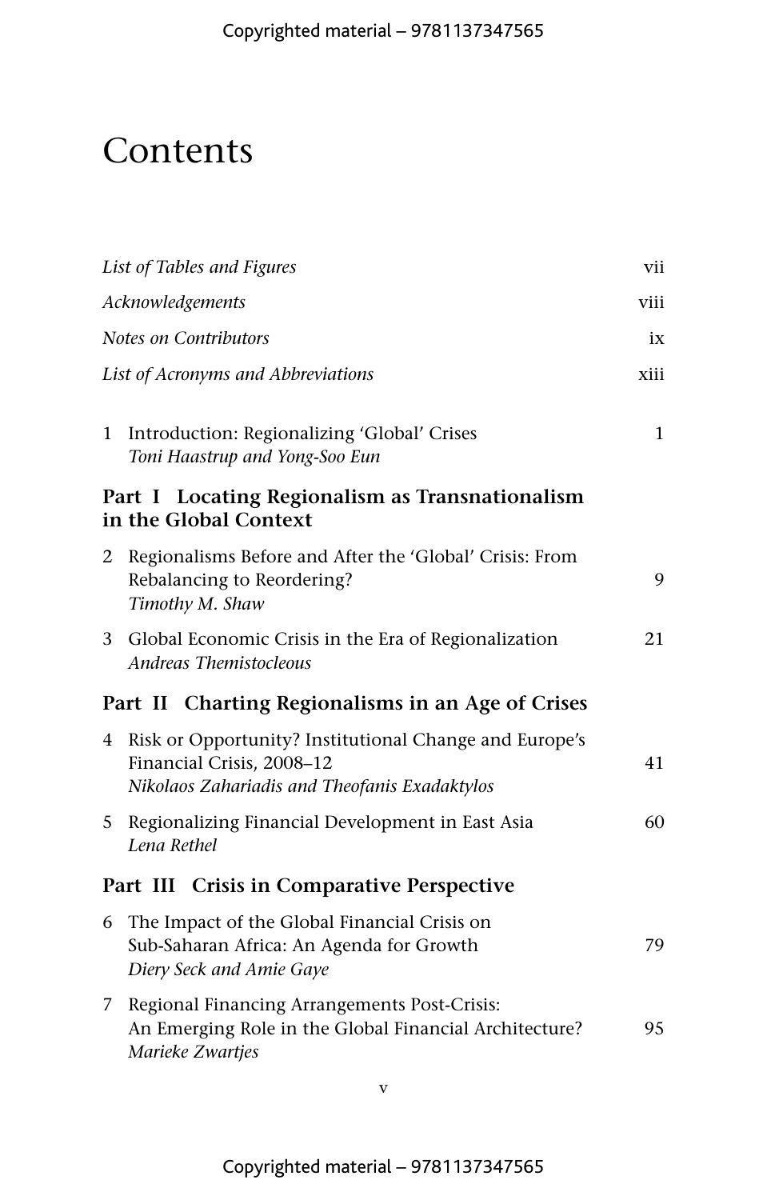# Contents

| | |
|---|---|
| *List of Tables and Figures* | vii |
| *Acknowledgements* | viii |
| *Notes on Contributors* | ix |
| *List of Acronyms and Abbreviations* | xiii |

1 Introduction: Regionalizing 'Global' Crises — 1
*Toni Haastrup and Yong-Soo Eun*

**Part I Locating Regionalism as Transnationalism in the Global Context**

2 Regionalisms Before and After the 'Global' Crisis: From Rebalancing to Reordering? — 9
*Timothy M. Shaw*

3 Global Economic Crisis in the Era of Regionalization — 21
*Andreas Themistocleous*

**Part II Charting Regionalisms in an Age of Crises**

4 Risk or Opportunity? Institutional Change and Europe's Financial Crisis, 2008–12 — 41
*Nikolaos Zahariadis and Theofanis Exadaktylos*

5 Regionalizing Financial Development in East Asia — 60
*Lena Rethel*

**Part III Crisis in Comparative Perspective**

6 The Impact of the Global Financial Crisis on Sub-Saharan Africa: An Agenda for Growth — 79
*Diery Seck and Amie Gaye*

7 Regional Financing Arrangements Post-Crisis: An Emerging Role in the Global Financial Architecture? — 95
*Marieke Zwartjes*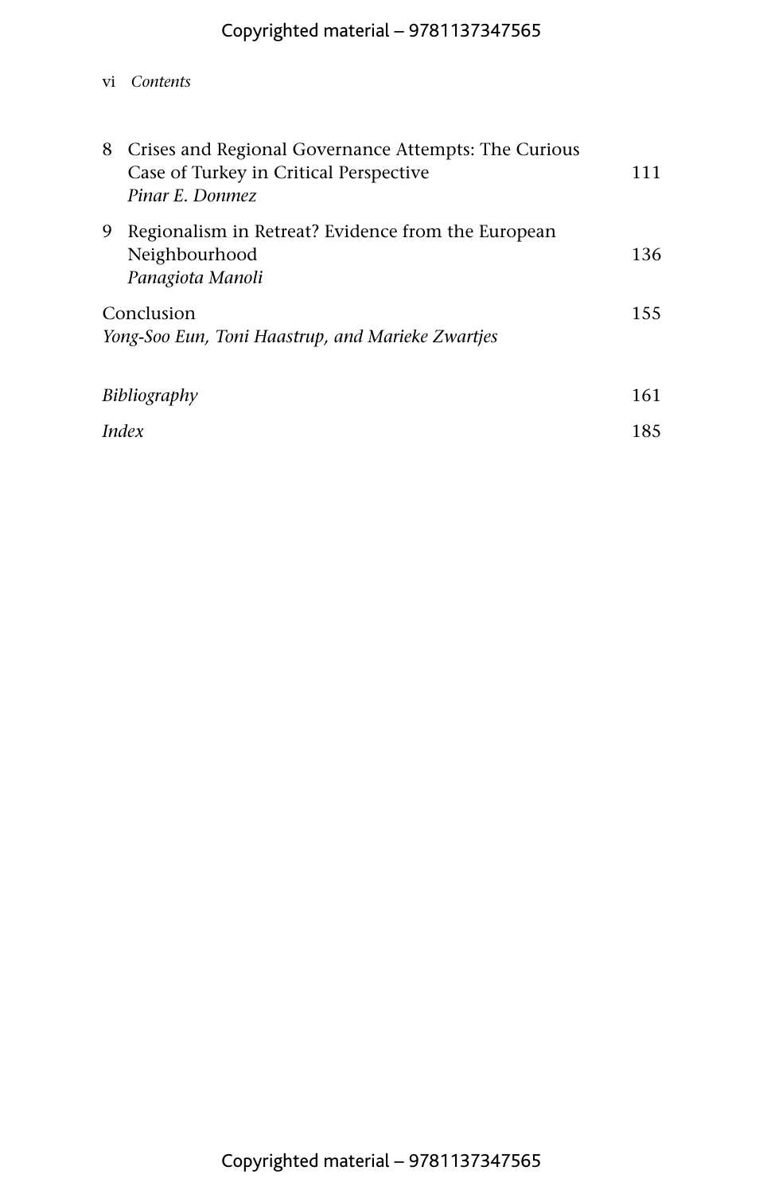8 Crises and Regional Governance Attempts: The Curious Case of Turkey in Critical Perspective — 111
*Pinar E. Donmez*

9 Regionalism in Retreat? Evidence from the European Neighbourhood — 136
*Panagiota Manoli*

Conclusion — 155
*Yong-Soo Eun, Toni Haastrup, and Marieke Zwartjes*

*Bibliography* — 161

*Index* — 185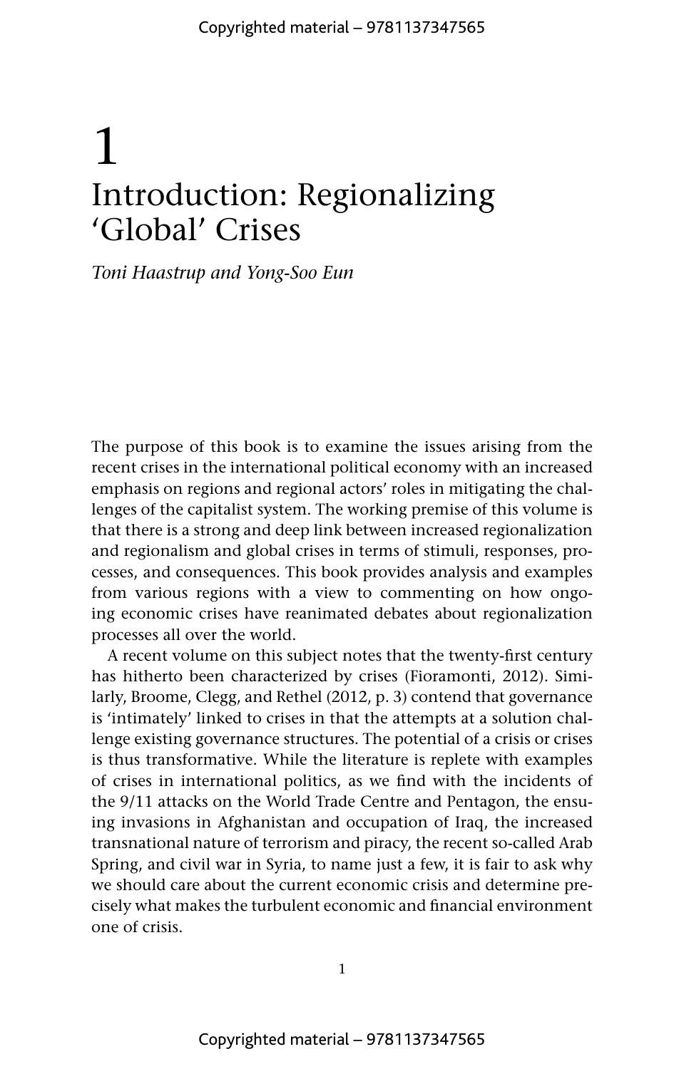# 1
# Introduction: Regionalizing 'Global' Crises

*Toni Haastrup and Yong-Soo Eun*

The purpose of this book is to examine the issues arising from the recent crises in the international political economy with an increased emphasis on regions and regional actors' roles in mitigating the challenges of the capitalist system. The working premise of this volume is that there is a strong and deep link between increased regionalization and regionalism and global crises in terms of stimuli, responses, processes, and consequences. This book provides analysis and examples from various regions with a view to commenting on how ongoing economic crises have reanimated debates about regionalization processes all over the world.

A recent volume on this subject notes that the twenty-first century has hitherto been characterized by crises (Fioramonti, 2012). Similarly, Broome, Clegg, and Rethel (2012, p. 3) contend that governance is 'intimately' linked to crises in that the attempts at a solution challenge existing governance structures. The potential of a crisis or crises is thus transformative. While the literature is replete with examples of crises in international politics, as we find with the incidents of the 9/11 attacks on the World Trade Centre and Pentagon, the ensuing invasions in Afghanistan and occupation of Iraq, the increased transnational nature of terrorism and piracy, the recent so-called Arab Spring, and civil war in Syria, to name just a few, it is fair to ask why we should care about the current economic crisis and determine precisely what makes the turbulent economic and financial environment one of crisis.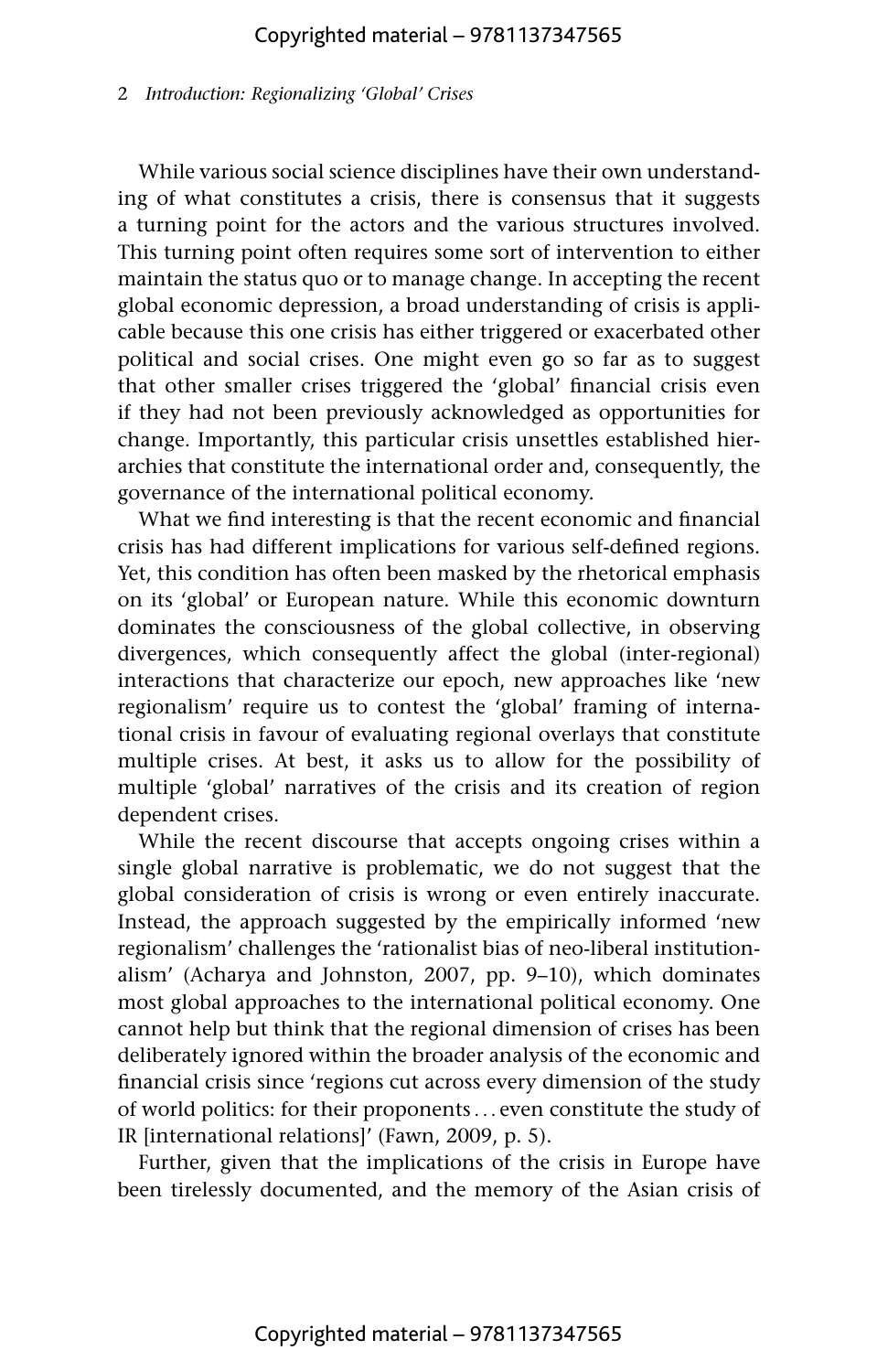While various social science disciplines have their own understanding of what constitutes a crisis, there is consensus that it suggests a turning point for the actors and the various structures involved. This turning point often requires some sort of intervention to either maintain the status quo or to manage change. In accepting the recent global economic depression, a broad understanding of crisis is applicable because this one crisis has either triggered or exacerbated other political and social crises. One might even go so far as to suggest that other smaller crises triggered the 'global' financial crisis even if they had not been previously acknowledged as opportunities for change. Importantly, this particular crisis unsettles established hierarchies that constitute the international order and, consequently, the governance of the international political economy.

What we find interesting is that the recent economic and financial crisis has had different implications for various self-defined regions. Yet, this condition has often been masked by the rhetorical emphasis on its 'global' or European nature. While this economic downturn dominates the consciousness of the global collective, in observing divergences, which consequently affect the global (inter-regional) interactions that characterize our epoch, new approaches like 'new regionalism' require us to contest the 'global' framing of international crisis in favour of evaluating regional overlays that constitute multiple crises. At best, it asks us to allow for the possibility of multiple 'global' narratives of the crisis and its creation of region dependent crises.

While the recent discourse that accepts ongoing crises within a single global narrative is problematic, we do not suggest that the global consideration of crisis is wrong or even entirely inaccurate. Instead, the approach suggested by the empirically informed 'new regionalism' challenges the 'rationalist bias of neo-liberal institutionalism' (Acharya and Johnston, 2007, pp. 9–10), which dominates most global approaches to the international political economy. One cannot help but think that the regional dimension of crises has been deliberately ignored within the broader analysis of the economic and financial crisis since 'regions cut across every dimension of the study of world politics: for their proponents ... even constitute the study of IR [international relations]' (Fawn, 2009, p. 5).

Further, given that the implications of the crisis in Europe have been tirelessly documented, and the memory of the Asian crisis of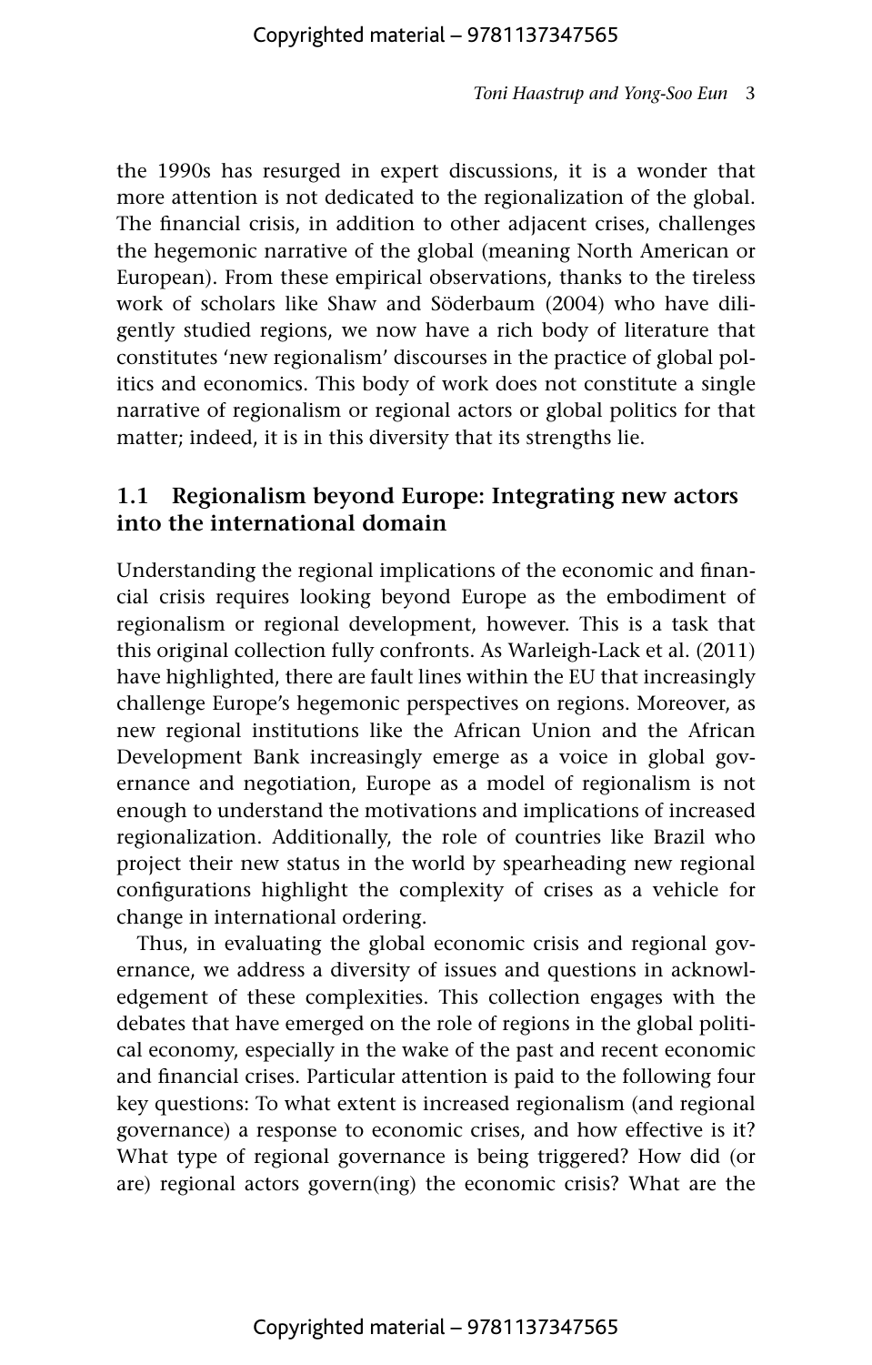the 1990s has resurged in expert discussions, it is a wonder that more attention is not dedicated to the regionalization of the global. The financial crisis, in addition to other adjacent crises, challenges the hegemonic narrative of the global (meaning North American or European). From these empirical observations, thanks to the tireless work of scholars like Shaw and Söderbaum (2004) who have diligently studied regions, we now have a rich body of literature that constitutes 'new regionalism' discourses in the practice of global politics and economics. This body of work does not constitute a single narrative of regionalism or regional actors or global politics for that matter; indeed, it is in this diversity that its strengths lie.

## 1.1 Regionalism beyond Europe: Integrating new actors into the international domain

Understanding the regional implications of the economic and financial crisis requires looking beyond Europe as the embodiment of regionalism or regional development, however. This is a task that this original collection fully confronts. As Warleigh-Lack et al. (2011) have highlighted, there are fault lines within the EU that increasingly challenge Europe's hegemonic perspectives on regions. Moreover, as new regional institutions like the African Union and the African Development Bank increasingly emerge as a voice in global governance and negotiation, Europe as a model of regionalism is not enough to understand the motivations and implications of increased regionalization. Additionally, the role of countries like Brazil who project their new status in the world by spearheading new regional configurations highlight the complexity of crises as a vehicle for change in international ordering.

Thus, in evaluating the global economic crisis and regional governance, we address a diversity of issues and questions in acknowledgement of these complexities. This collection engages with the debates that have emerged on the role of regions in the global political economy, especially in the wake of the past and recent economic and financial crises. Particular attention is paid to the following four key questions: To what extent is increased regionalism (and regional governance) a response to economic crises, and how effective is it? What type of regional governance is being triggered? How did (or are) regional actors govern(ing) the economic crisis? What are the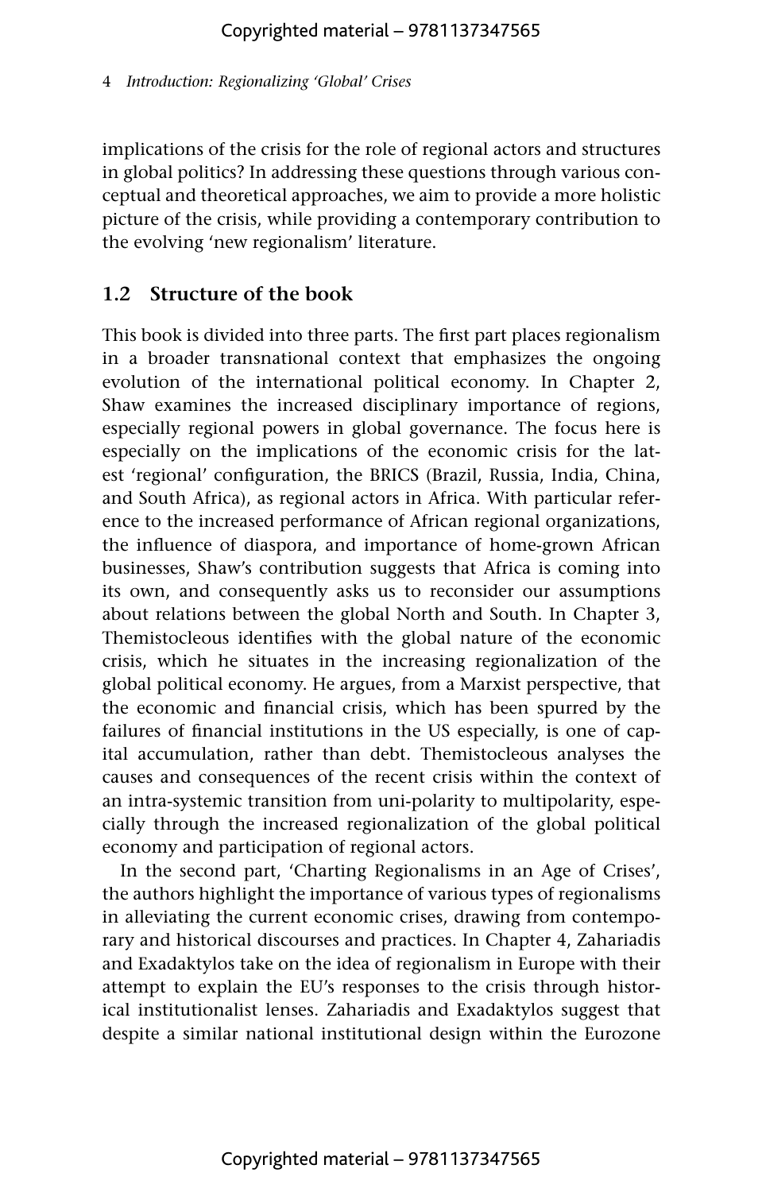implications of the crisis for the role of regional actors and structures in global politics? In addressing these questions through various conceptual and theoretical approaches, we aim to provide a more holistic picture of the crisis, while providing a contemporary contribution to the evolving 'new regionalism' literature.

## 1.2 Structure of the book

This book is divided into three parts. The first part places regionalism in a broader transnational context that emphasizes the ongoing evolution of the international political economy. In Chapter 2, Shaw examines the increased disciplinary importance of regions, especially regional powers in global governance. The focus here is especially on the implications of the economic crisis for the latest 'regional' configuration, the BRICS (Brazil, Russia, India, China, and South Africa), as regional actors in Africa. With particular reference to the increased performance of African regional organizations, the influence of diaspora, and importance of home-grown African businesses, Shaw's contribution suggests that Africa is coming into its own, and consequently asks us to reconsider our assumptions about relations between the global North and South. In Chapter 3, Themistocleous identifies with the global nature of the economic crisis, which he situates in the increasing regionalization of the global political economy. He argues, from a Marxist perspective, that the economic and financial crisis, which has been spurred by the failures of financial institutions in the US especially, is one of capital accumulation, rather than debt. Themistocleous analyses the causes and consequences of the recent crisis within the context of an intra-systemic transition from uni-polarity to multipolarity, especially through the increased regionalization of the global political economy and participation of regional actors.

In the second part, 'Charting Regionalisms in an Age of Crises', the authors highlight the importance of various types of regionalisms in alleviating the current economic crises, drawing from contemporary and historical discourses and practices. In Chapter 4, Zahariadis and Exadaktylos take on the idea of regionalism in Europe with their attempt to explain the EU's responses to the crisis through historical institutionalist lenses. Zahariadis and Exadaktylos suggest that despite a similar national institutional design within the Eurozone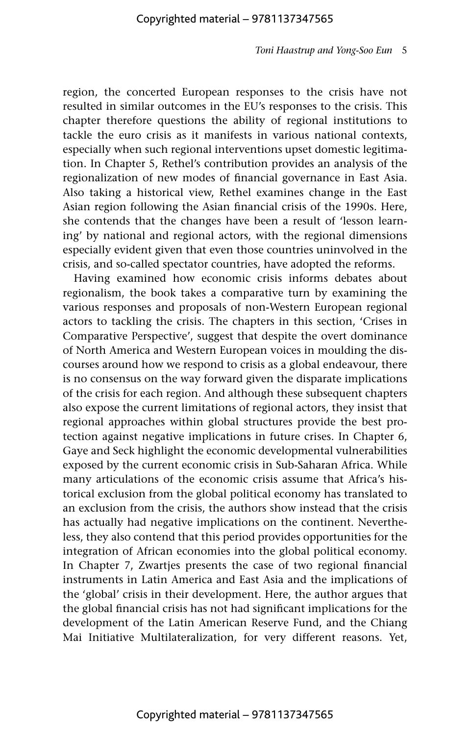region, the concerted European responses to the crisis have not resulted in similar outcomes in the EU's responses to the crisis. This chapter therefore questions the ability of regional institutions to tackle the euro crisis as it manifests in various national contexts, especially when such regional interventions upset domestic legitimation. In Chapter 5, Rethel's contribution provides an analysis of the regionalization of new modes of financial governance in East Asia. Also taking a historical view, Rethel examines change in the East Asian region following the Asian financial crisis of the 1990s. Here, she contends that the changes have been a result of 'lesson learning' by national and regional actors, with the regional dimensions especially evident given that even those countries uninvolved in the crisis, and so-called spectator countries, have adopted the reforms.

Having examined how economic crisis informs debates about regionalism, the book takes a comparative turn by examining the various responses and proposals of non-Western European regional actors to tackling the crisis. The chapters in this section, 'Crises in Comparative Perspective', suggest that despite the overt dominance of North America and Western European voices in moulding the discourses around how we respond to crisis as a global endeavour, there is no consensus on the way forward given the disparate implications of the crisis for each region. And although these subsequent chapters also expose the current limitations of regional actors, they insist that regional approaches within global structures provide the best protection against negative implications in future crises. In Chapter 6, Gaye and Seck highlight the economic developmental vulnerabilities exposed by the current economic crisis in Sub-Saharan Africa. While many articulations of the economic crisis assume that Africa's historical exclusion from the global political economy has translated to an exclusion from the crisis, the authors show instead that the crisis has actually had negative implications on the continent. Nevertheless, they also contend that this period provides opportunities for the integration of African economies into the global political economy. In Chapter 7, Zwartjes presents the case of two regional financial instruments in Latin America and East Asia and the implications of the 'global' crisis in their development. Here, the author argues that the global financial crisis has not had significant implications for the development of the Latin American Reserve Fund, and the Chiang Mai Initiative Multilateralization, for very different reasons. Yet,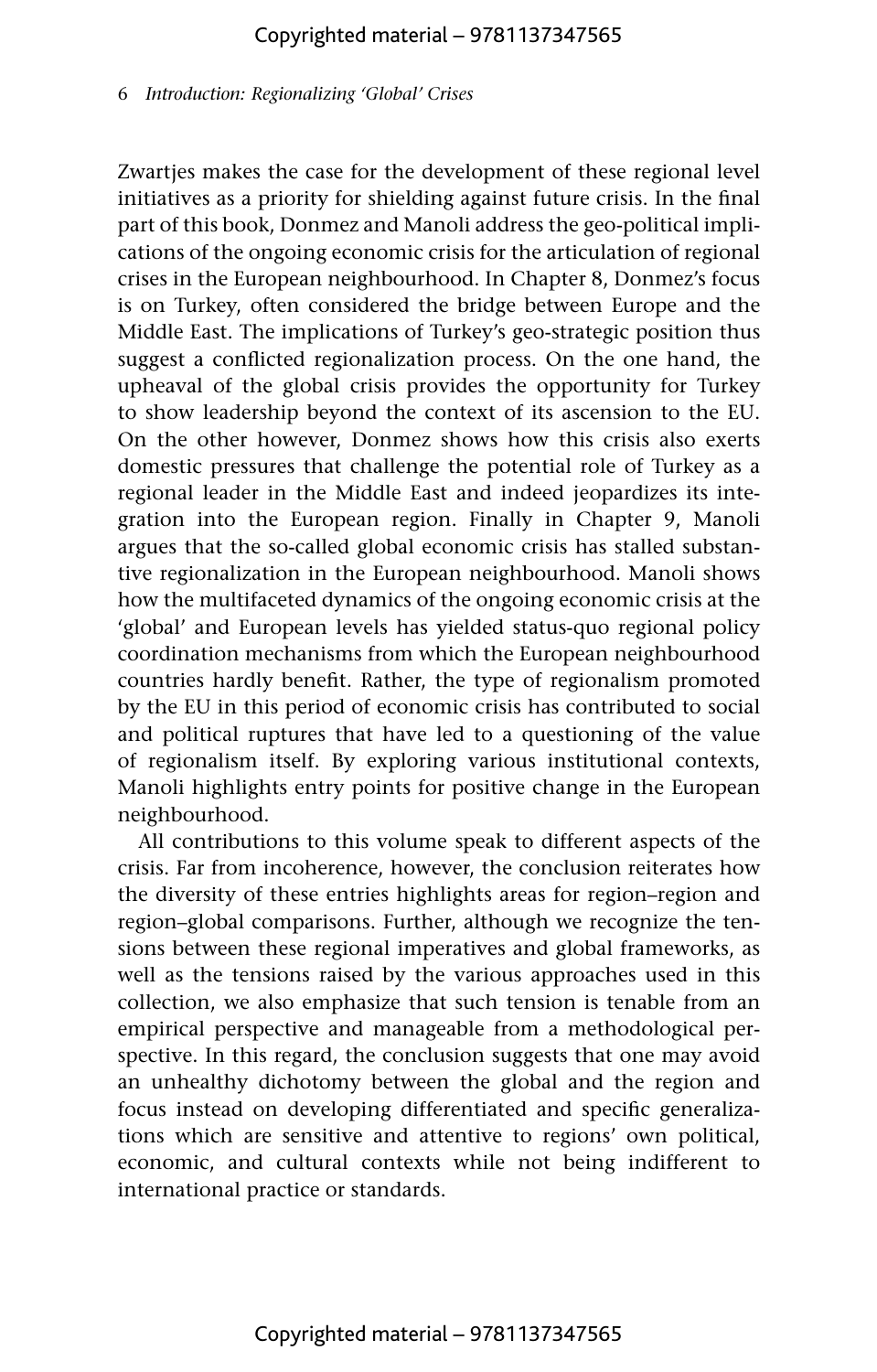Zwartjes makes the case for the development of these regional level initiatives as a priority for shielding against future crisis. In the final part of this book, Donmez and Manoli address the geo-political implications of the ongoing economic crisis for the articulation of regional crises in the European neighbourhood. In Chapter 8, Donmez's focus is on Turkey, often considered the bridge between Europe and the Middle East. The implications of Turkey's geo-strategic position thus suggest a conflicted regionalization process. On the one hand, the upheaval of the global crisis provides the opportunity for Turkey to show leadership beyond the context of its ascension to the EU. On the other however, Donmez shows how this crisis also exerts domestic pressures that challenge the potential role of Turkey as a regional leader in the Middle East and indeed jeopardizes its integration into the European region. Finally in Chapter 9, Manoli argues that the so-called global economic crisis has stalled substantive regionalization in the European neighbourhood. Manoli shows how the multifaceted dynamics of the ongoing economic crisis at the 'global' and European levels has yielded status-quo regional policy coordination mechanisms from which the European neighbourhood countries hardly benefit. Rather, the type of regionalism promoted by the EU in this period of economic crisis has contributed to social and political ruptures that have led to a questioning of the value of regionalism itself. By exploring various institutional contexts, Manoli highlights entry points for positive change in the European neighbourhood.

All contributions to this volume speak to different aspects of the crisis. Far from incoherence, however, the conclusion reiterates how the diversity of these entries highlights areas for region–region and region–global comparisons. Further, although we recognize the tensions between these regional imperatives and global frameworks, as well as the tensions raised by the various approaches used in this collection, we also emphasize that such tension is tenable from an empirical perspective and manageable from a methodological perspective. In this regard, the conclusion suggests that one may avoid an unhealthy dichotomy between the global and the region and focus instead on developing differentiated and specific generalizations which are sensitive and attentive to regions' own political, economic, and cultural contexts while not being indifferent to international practice or standards.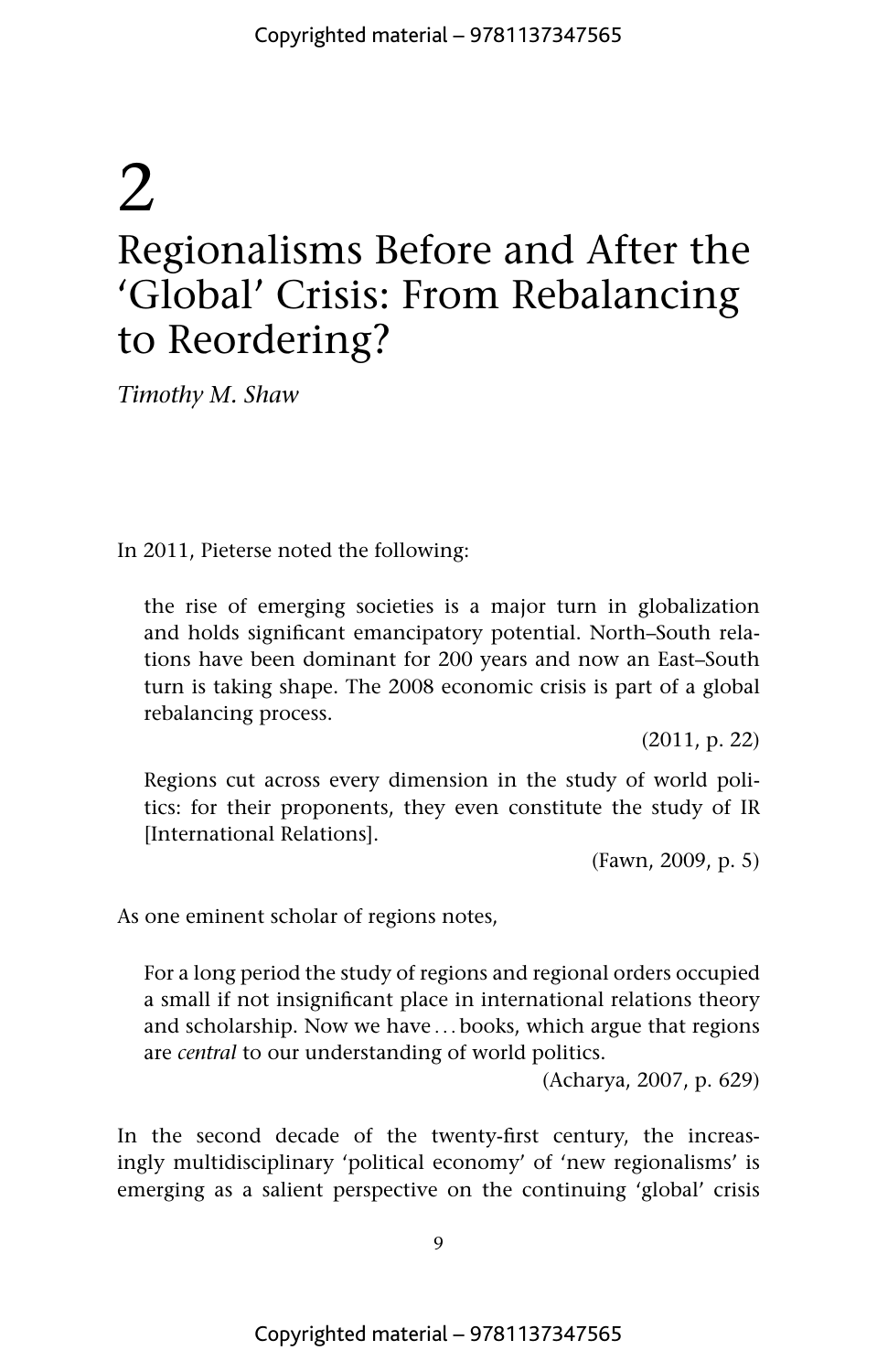# 2

# Regionalisms Before and After the 'Global' Crisis: From Rebalancing to Reordering?

*Timothy M. Shaw*

In 2011, Pieterse noted the following:

> the rise of emerging societies is a major turn in globalization and holds significant emancipatory potential. North–South relations have been dominant for 200 years and now an East–South turn is taking shape. The 2008 economic crisis is part of a global rebalancing process.
>
> (2011, p. 22)

> Regions cut across every dimension in the study of world politics: for their proponents, they even constitute the study of IR [International Relations].
>
> (Fawn, 2009, p. 5)

As one eminent scholar of regions notes,

> For a long period the study of regions and regional orders occupied a small if not insignificant place in international relations theory and scholarship. Now we have ... books, which argue that regions are *central* to our understanding of world politics.
>
> (Acharya, 2007, p. 629)

In the second decade of the twenty-first century, the increasingly multidisciplinary 'political economy' of 'new regionalisms' is emerging as a salient perspective on the continuing 'global' crisis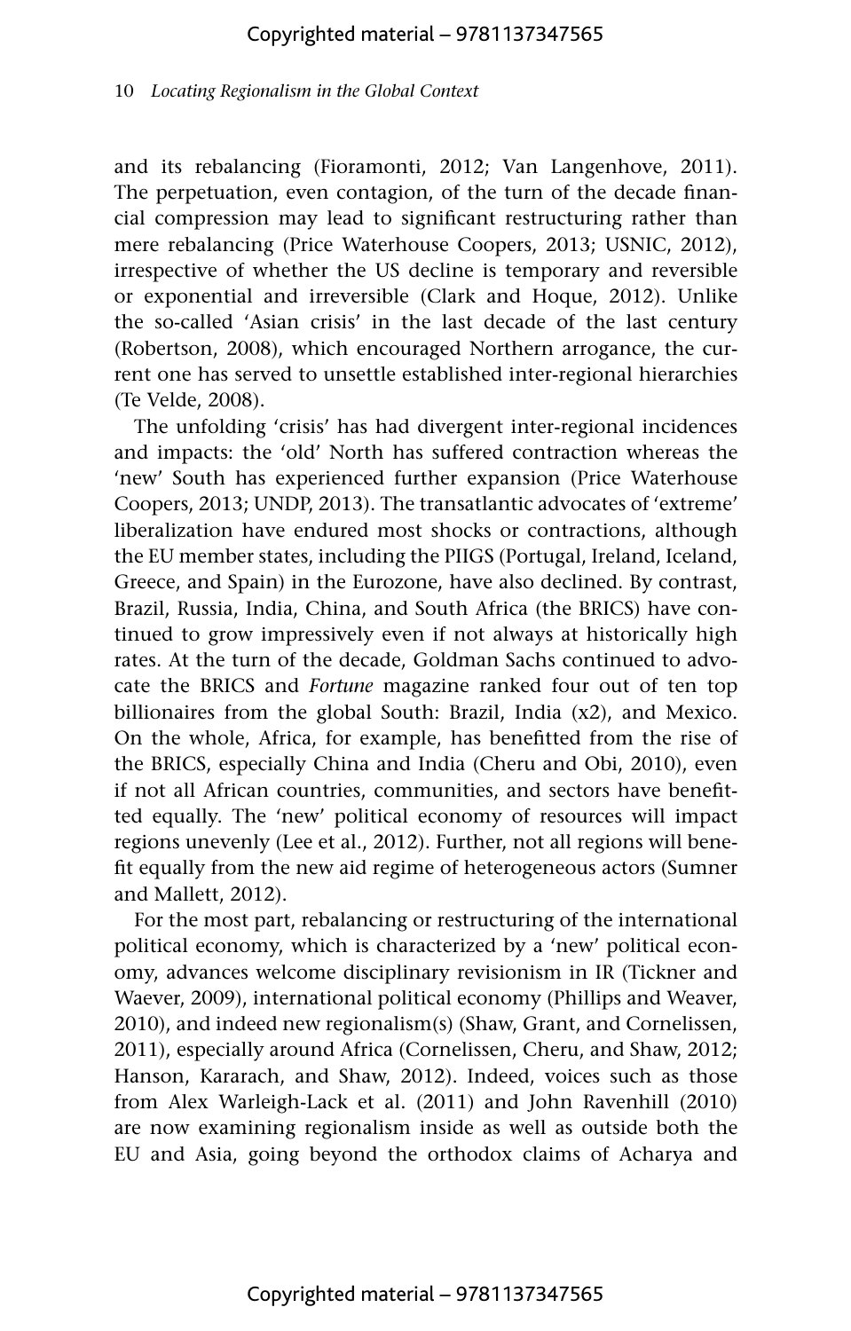and its rebalancing (Fioramonti, 2012; Van Langenhove, 2011). The perpetuation, even contagion, of the turn of the decade financial compression may lead to significant restructuring rather than mere rebalancing (Price Waterhouse Coopers, 2013; USNIC, 2012), irrespective of whether the US decline is temporary and reversible or exponential and irreversible (Clark and Hoque, 2012). Unlike the so-called 'Asian crisis' in the last decade of the last century (Robertson, 2008), which encouraged Northern arrogance, the current one has served to unsettle established inter-regional hierarchies (Te Velde, 2008).

The unfolding 'crisis' has had divergent inter-regional incidences and impacts: the 'old' North has suffered contraction whereas the 'new' South has experienced further expansion (Price Waterhouse Coopers, 2013; UNDP, 2013). The transatlantic advocates of 'extreme' liberalization have endured most shocks or contractions, although the EU member states, including the PIIGS (Portugal, Ireland, Iceland, Greece, and Spain) in the Eurozone, have also declined. By contrast, Brazil, Russia, India, China, and South Africa (the BRICS) have continued to grow impressively even if not always at historically high rates. At the turn of the decade, Goldman Sachs continued to advocate the BRICS and *Fortune* magazine ranked four out of ten top billionaires from the global South: Brazil, India (x2), and Mexico. On the whole, Africa, for example, has benefitted from the rise of the BRICS, especially China and India (Cheru and Obi, 2010), even if not all African countries, communities, and sectors have benefitted equally. The 'new' political economy of resources will impact regions unevenly (Lee et al., 2012). Further, not all regions will benefit equally from the new aid regime of heterogeneous actors (Sumner and Mallett, 2012).

For the most part, rebalancing or restructuring of the international political economy, which is characterized by a 'new' political economy, advances welcome disciplinary revisionism in IR (Tickner and Waever, 2009), international political economy (Phillips and Weaver, 2010), and indeed new regionalism(s) (Shaw, Grant, and Cornelissen, 2011), especially around Africa (Cornelissen, Cheru, and Shaw, 2012; Hanson, Kararach, and Shaw, 2012). Indeed, voices such as those from Alex Warleigh-Lack et al. (2011) and John Ravenhill (2010) are now examining regionalism inside as well as outside both the EU and Asia, going beyond the orthodox claims of Acharya and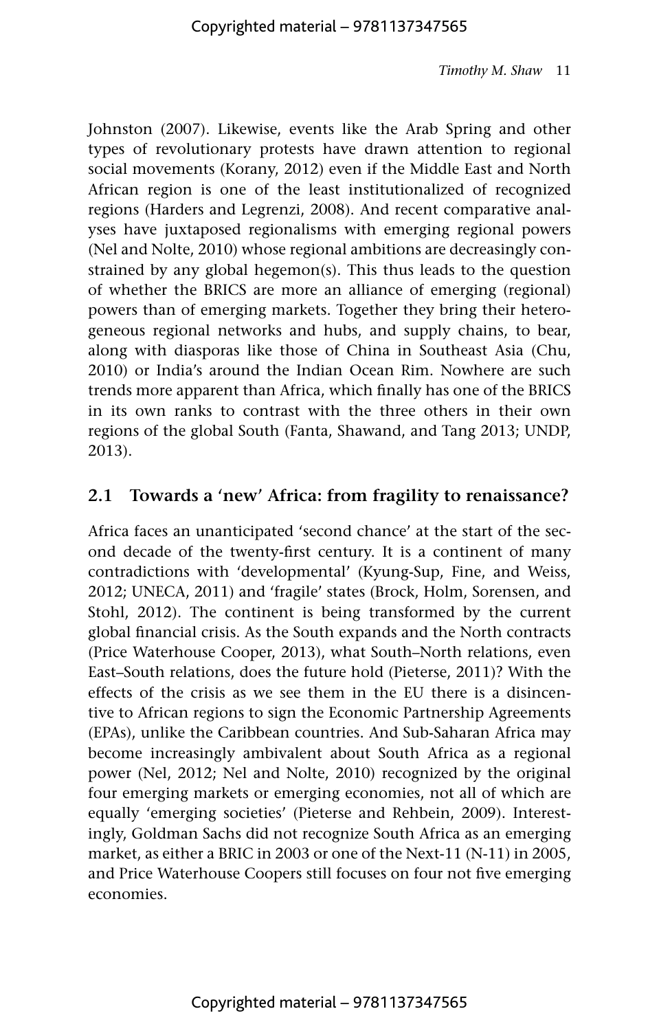Johnston (2007). Likewise, events like the Arab Spring and other types of revolutionary protests have drawn attention to regional social movements (Korany, 2012) even if the Middle East and North African region is one of the least institutionalized of recognized regions (Harders and Legrenzi, 2008). And recent comparative analyses have juxtaposed regionalisms with emerging regional powers (Nel and Nolte, 2010) whose regional ambitions are decreasingly constrained by any global hegemon(s). This thus leads to the question of whether the BRICS are more an alliance of emerging (regional) powers than of emerging markets. Together they bring their heterogeneous regional networks and hubs, and supply chains, to bear, along with diasporas like those of China in Southeast Asia (Chu, 2010) or India's around the Indian Ocean Rim. Nowhere are such trends more apparent than Africa, which finally has one of the BRICS in its own ranks to contrast with the three others in their own regions of the global South (Fanta, Shawand, and Tang 2013; UNDP, 2013).

## 2.1 Towards a 'new' Africa: from fragility to renaissance?

Africa faces an unanticipated 'second chance' at the start of the second decade of the twenty-first century. It is a continent of many contradictions with 'developmental' (Kyung-Sup, Fine, and Weiss, 2012; UNECA, 2011) and 'fragile' states (Brock, Holm, Sorensen, and Stohl, 2012). The continent is being transformed by the current global financial crisis. As the South expands and the North contracts (Price Waterhouse Cooper, 2013), what South–North relations, even East–South relations, does the future hold (Pieterse, 2011)? With the effects of the crisis as we see them in the EU there is a disincentive to African regions to sign the Economic Partnership Agreements (EPAs), unlike the Caribbean countries. And Sub-Saharan Africa may become increasingly ambivalent about South Africa as a regional power (Nel, 2012; Nel and Nolte, 2010) recognized by the original four emerging markets or emerging economies, not all of which are equally 'emerging societies' (Pieterse and Rehbein, 2009). Interestingly, Goldman Sachs did not recognize South Africa as an emerging market, as either a BRIC in 2003 or one of the Next-11 (N-11) in 2005, and Price Waterhouse Coopers still focuses on four not five emerging economies.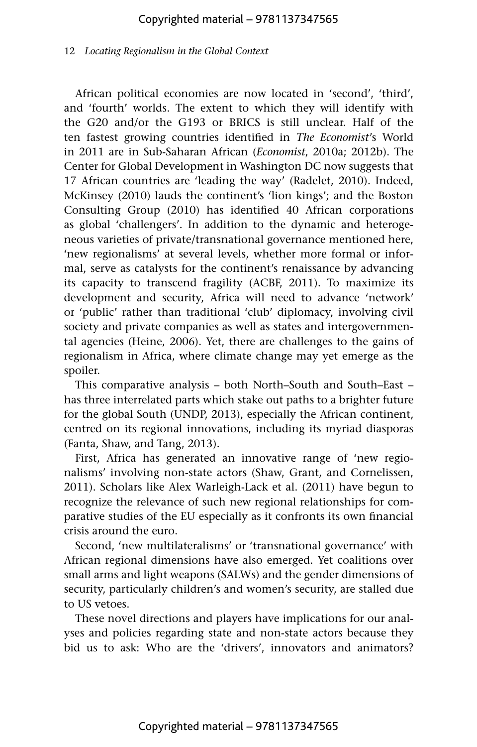African political economies are now located in 'second', 'third', and 'fourth' worlds. The extent to which they will identify with the G20 and/or the G193 or BRICS is still unclear. Half of the ten fastest growing countries identified in *The Economist*'s World in 2011 are in Sub-Saharan African (*Economist*, 2010a; 2012b). The Center for Global Development in Washington DC now suggests that 17 African countries are 'leading the way' (Radelet, 2010). Indeed, McKinsey (2010) lauds the continent's 'lion kings'; and the Boston Consulting Group (2010) has identified 40 African corporations as global 'challengers'. In addition to the dynamic and heterogeneous varieties of private/transnational governance mentioned here, 'new regionalisms' at several levels, whether more formal or informal, serve as catalysts for the continent's renaissance by advancing its capacity to transcend fragility (ACBF, 2011). To maximize its development and security, Africa will need to advance 'network' or 'public' rather than traditional 'club' diplomacy, involving civil society and private companies as well as states and intergovernmental agencies (Heine, 2006). Yet, there are challenges to the gains of regionalism in Africa, where climate change may yet emerge as the spoiler.

This comparative analysis – both North–South and South–East – has three interrelated parts which stake out paths to a brighter future for the global South (UNDP, 2013), especially the African continent, centred on its regional innovations, including its myriad diasporas (Fanta, Shaw, and Tang, 2013).

First, Africa has generated an innovative range of 'new regionalisms' involving non-state actors (Shaw, Grant, and Cornelissen, 2011). Scholars like Alex Warleigh-Lack et al. (2011) have begun to recognize the relevance of such new regional relationships for comparative studies of the EU especially as it confronts its own financial crisis around the euro.

Second, 'new multilateralisms' or 'transnational governance' with African regional dimensions have also emerged. Yet coalitions over small arms and light weapons (SALWs) and the gender dimensions of security, particularly children's and women's security, are stalled due to US vetoes.

These novel directions and players have implications for our analyses and policies regarding state and non-state actors because they bid us to ask: Who are the 'drivers', innovators and animators?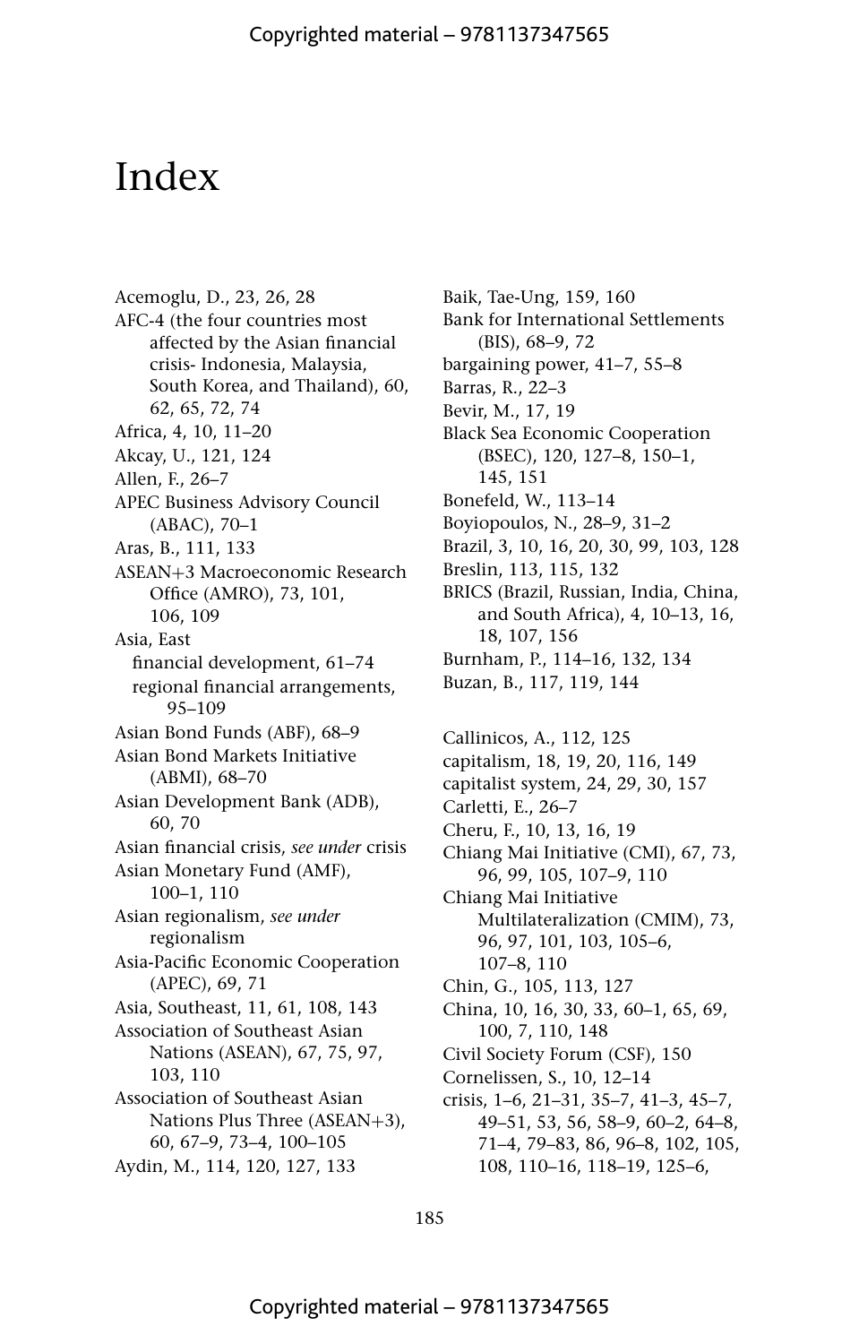# Index

Acemoglu, D., 23, 26, 28
AFC-4 (the four countries most affected by the Asian financial crisis- Indonesia, Malaysia, South Korea, and Thailand), 60, 62, 65, 72, 74
Africa, 4, 10, 11–20
Akcay, U., 121, 124
Allen, F., 26–7
APEC Business Advisory Council (ABAC), 70–1
Aras, B., 111, 133
ASEAN+3 Macroeconomic Research Office (AMRO), 73, 101, 106, 109
Asia, East
  financial development, 61–74
  regional financial arrangements, 95–109
Asian Bond Funds (ABF), 68–9
Asian Bond Markets Initiative (ABMI), 68–70
Asian Development Bank (ADB), 60, 70
Asian financial crisis, *see under* crisis
Asian Monetary Fund (AMF), 100–1, 110
Asian regionalism, *see under* regionalism
Asia-Pacific Economic Cooperation (APEC), 69, 71
Asia, Southeast, 11, 61, 108, 143
Association of Southeast Asian Nations (ASEAN), 67, 75, 97, 103, 110
Association of Southeast Asian Nations Plus Three (ASEAN+3), 60, 67–9, 73–4, 100–105
Aydin, M., 114, 120, 127, 133

Baik, Tae-Ung, 159, 160
Bank for International Settlements (BIS), 68–9, 72
bargaining power, 41–7, 55–8
Barras, R., 22–3
Bevir, M., 17, 19
Black Sea Economic Cooperation (BSEC), 120, 127–8, 150–1, 145, 151
Bonefeld, W., 113–14
Boyiopoulos, N., 28–9, 31–2
Brazil, 3, 10, 16, 20, 30, 99, 103, 128
Breslin, 113, 115, 132
BRICS (Brazil, Russian, India, China, and South Africa), 4, 10–13, 16, 18, 107, 156
Burnham, P., 114–16, 132, 134
Buzan, B., 117, 119, 144

Callinicos, A., 112, 125
capitalism, 18, 19, 20, 116, 149
capitalist system, 24, 29, 30, 157
Carletti, E., 26–7
Cheru, F., 10, 13, 16, 19
Chiang Mai Initiative (CMI), 67, 73, 96, 99, 105, 107–9, 110
Chiang Mai Initiative Multilateralization (CMIM), 73, 96, 97, 101, 103, 105–6, 107–8, 110
Chin, G., 105, 113, 127
China, 10, 16, 30, 33, 60–1, 65, 69, 100, 7, 110, 148
Civil Society Forum (CSF), 150
Cornelissen, S., 10, 12–14
crisis, 1–6, 21–31, 35–7, 41–3, 45–7, 49–51, 53, 56, 58–9, 60–2, 64–8, 71–4, 79–83, 86, 96–8, 102, 105, 108, 110–16, 118–19, 125–6,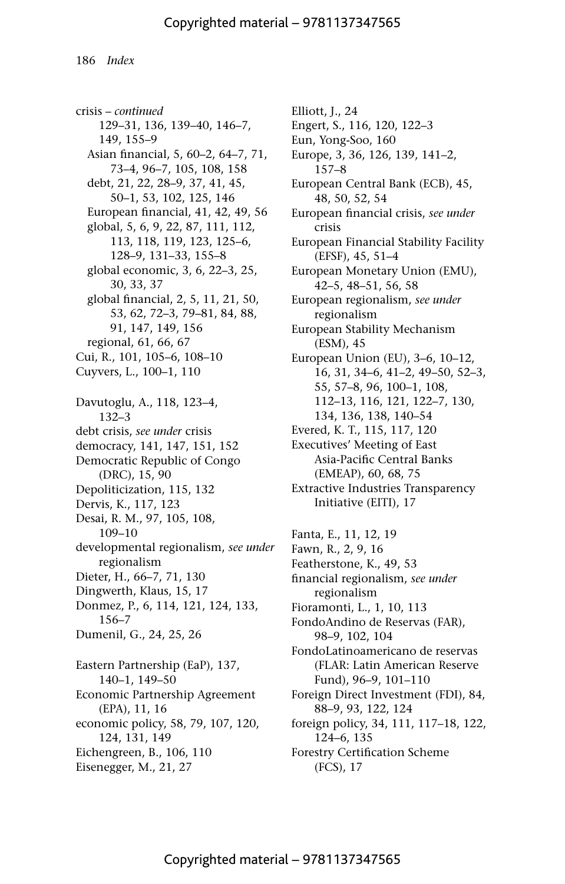crisis – *continued*
 129–31, 136, 139–40, 146–7, 149, 155–9
 Asian financial, 5, 60–2, 64–7, 71, 73–4, 96–7, 105, 108, 158
 debt, 21, 22, 28–9, 37, 41, 45, 50–1, 53, 102, 125, 146
 European financial, 41, 42, 49, 56
 global, 5, 6, 9, 22, 87, 111, 112, 113, 118, 119, 123, 125–6, 128–9, 131–33, 155–8
 global economic, 3, 6, 22–3, 25, 30, 33, 37
 global financial, 2, 5, 11, 21, 50, 53, 62, 72–3, 79–81, 84, 88, 91, 147, 149, 156
 regional, 61, 66, 67
Cui, R., 101, 105–6, 108–10
Cuyvers, L., 100–1, 110

Davutoglu, A., 118, 123–4, 132–3
debt crisis, *see under* crisis
democracy, 141, 147, 151, 152
Democratic Republic of Congo (DRC), 15, 90
Depoliticization, 115, 132
Dervis, K., 117, 123
Desai, R. M., 97, 105, 108, 109–10
developmental regionalism, *see under* regionalism
Dieter, H., 66–7, 71, 130
Dingwerth, Klaus, 15, 17
Donmez, P., 6, 114, 121, 124, 133, 156–7
Dumenil, G., 24, 25, 26

Eastern Partnership (EaP), 137, 140–1, 149–50
Economic Partnership Agreement (EPA), 11, 16
economic policy, 58, 79, 107, 120, 124, 131, 149
Eichengreen, B., 106, 110
Eisenegger, M., 21, 27
Elliott, J., 24
Engert, S., 116, 120, 122–3
Eun, Yong-Soo, 160
Europe, 3, 36, 126, 139, 141–2, 157–8
European Central Bank (ECB), 45, 48, 50, 52, 54
European financial crisis, *see under* crisis
European Financial Stability Facility (EFSF), 45, 51–4
European Monetary Union (EMU), 42–5, 48–51, 56, 58
European regionalism, *see under* regionalism
European Stability Mechanism (ESM), 45
European Union (EU), 3–6, 10–12, 16, 31, 34–6, 41–2, 49–50, 52–3, 55, 57–8, 96, 100–1, 108, 112–13, 116, 121, 122–7, 130, 134, 136, 138, 140–54
Evered, K. T., 115, 117, 120
Executives' Meeting of East Asia-Pacific Central Banks (EMEAP), 60, 68, 75
Extractive Industries Transparency Initiative (EITI), 17

Fanta, E., 11, 12, 19
Fawn, R., 2, 9, 16
Featherstone, K., 49, 53
financial regionalism, *see under* regionalism
Fioramonti, L., 1, 10, 113
FondoAndino de Reservas (FAR), 98–9, 102, 104
FondoLatinoamericano de reservas (FLAR: Latin American Reserve Fund), 96–9, 101–110
Foreign Direct Investment (FDI), 84, 88–9, 93, 122, 124
foreign policy, 34, 111, 117–18, 122, 124–6, 135
Forestry Certification Scheme (FCS), 17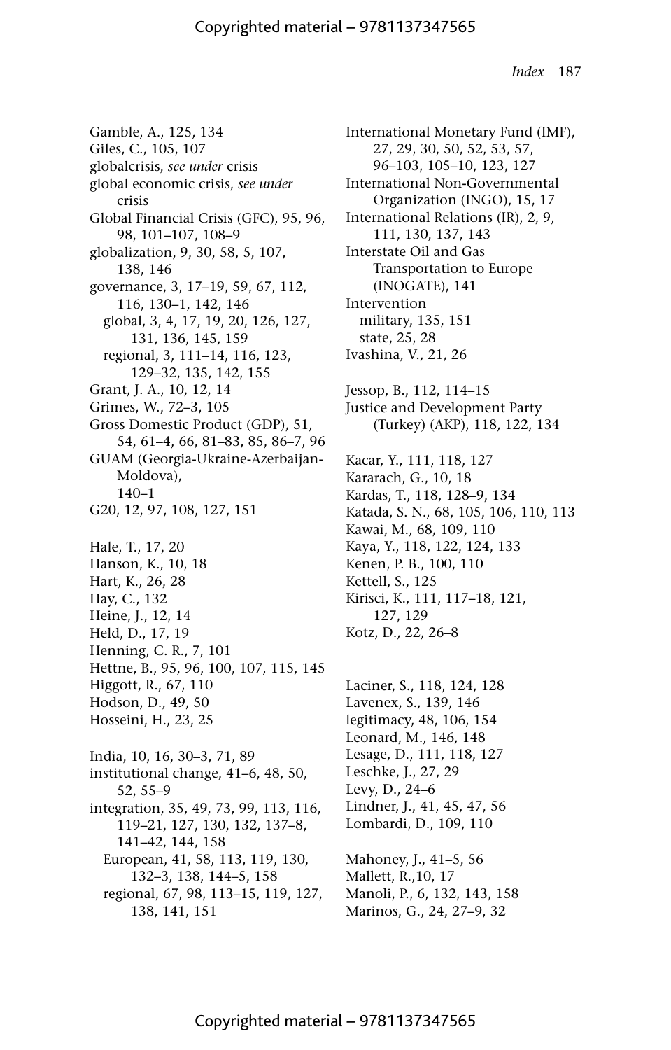Gamble, A., 125, 134
Giles, C., 105, 107
globalcrisis, *see under* crisis
global economic crisis, *see under* crisis
Global Financial Crisis (GFC), 95, 96, 98, 101–107, 108–9
globalization, 9, 30, 58, 5, 107, 138, 146
governance, 3, 17–19, 59, 67, 112, 116, 130–1, 142, 146
  global, 3, 4, 17, 19, 20, 126, 127, 131, 136, 145, 159
  regional, 3, 111–14, 116, 123, 129–32, 135, 142, 155
Grant, J. A., 10, 12, 14
Grimes, W., 72–3, 105
Gross Domestic Product (GDP), 51, 54, 61–4, 66, 81–83, 85, 86–7, 96
GUAM (Georgia-Ukraine-Azerbaijan-Moldova), 140–1
G20, 12, 97, 108, 127, 151

Hale, T., 17, 20
Hanson, K., 10, 18
Hart, K., 26, 28
Hay, C., 132
Heine, J., 12, 14
Held, D., 17, 19
Henning, C. R., 7, 101
Hettne, B., 95, 96, 100, 107, 115, 145
Higgott, R., 67, 110
Hodson, D., 49, 50
Hosseini, H., 23, 25

India, 10, 16, 30–3, 71, 89
institutional change, 41–6, 48, 50, 52, 55–9
integration, 35, 49, 73, 99, 113, 116, 119–21, 127, 130, 132, 137–8, 141–42, 144, 158
  European, 41, 58, 113, 119, 130, 132–3, 138, 144–5, 158
  regional, 67, 98, 113–15, 119, 127, 138, 141, 151

International Monetary Fund (IMF), 27, 29, 30, 50, 52, 53, 57, 96–103, 105–10, 123, 127
International Non-Governmental Organization (INGO), 15, 17
International Relations (IR), 2, 9, 111, 130, 137, 143
Interstate Oil and Gas Transportation to Europe (INOGATE), 141
Intervention
  military, 135, 151
  state, 25, 28
Ivashina, V., 21, 26

Jessop, B., 112, 114–15
Justice and Development Party (Turkey) (AKP), 118, 122, 134

Kacar, Y., 111, 118, 127
Kararach, G., 10, 18
Kardas, T., 118, 128–9, 134
Katada, S. N., 68, 105, 106, 110, 113
Kawai, M., 68, 109, 110
Kaya, Y., 118, 122, 124, 133
Kenen, P. B., 100, 110
Kettell, S., 125
Kirisci, K., 111, 117–18, 121, 127, 129
Kotz, D., 22, 26–8

Laciner, S., 118, 124, 128
Lavenex, S., 139, 146
legitimacy, 48, 106, 154
Leonard, M., 146, 148
Lesage, D., 111, 118, 127
Leschke, J., 27, 29
Levy, D., 24–6
Lindner, J., 41, 45, 47, 56
Lombardi, D., 109, 110

Mahoney, J., 41–5, 56
Mallett, R.,10, 17
Manoli, P., 6, 132, 143, 158
Marinos, G., 24, 27–9, 32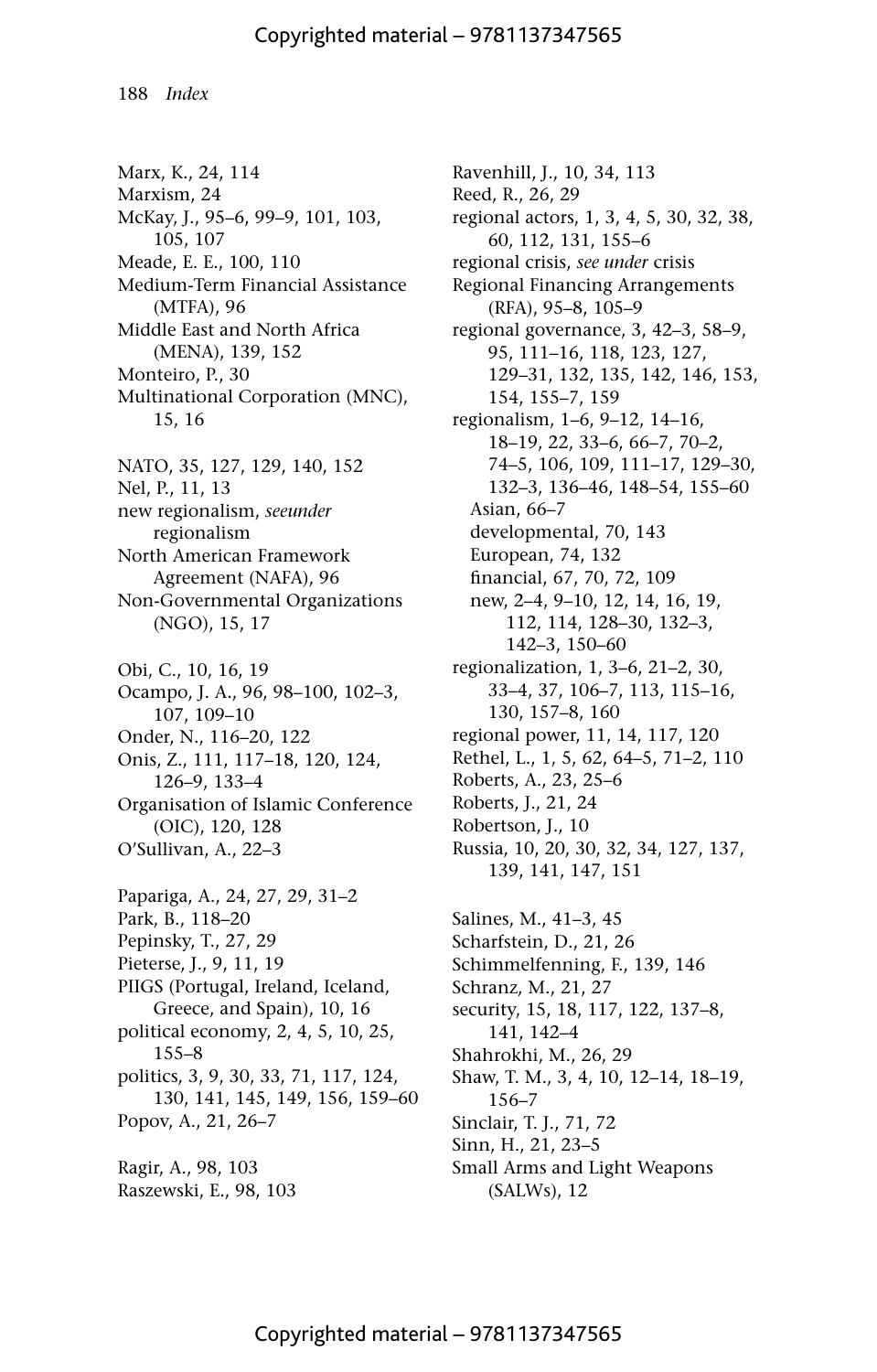Marx, K., 24, 114
Marxism, 24
McKay, J., 95–6, 99–9, 101, 103, 105, 107
Meade, E. E., 100, 110
Medium-Term Financial Assistance (MTFA), 96
Middle East and North Africa (MENA), 139, 152
Monteiro, P., 30
Multinational Corporation (MNC), 15, 16

NATO, 35, 127, 129, 140, 152
Nel, P., 11, 13
new regionalism, *seeunder* regionalism
North American Framework Agreement (NAFA), 96
Non-Governmental Organizations (NGO), 15, 17

Obi, C., 10, 16, 19
Ocampo, J. A., 96, 98–100, 102–3, 107, 109–10
Onder, N., 116–20, 122
Onis, Z., 111, 117–18, 120, 124, 126–9, 133–4
Organisation of Islamic Conference (OIC), 120, 128
O'Sullivan, A., 22–3

Papariga, A., 24, 27, 29, 31–2
Park, B., 118–20
Pepinsky, T., 27, 29
Pieterse, J., 9, 11, 19
PIIGS (Portugal, Ireland, Iceland, Greece, and Spain), 10, 16
political economy, 2, 4, 5, 10, 25, 155–8
politics, 3, 9, 30, 33, 71, 117, 124, 130, 141, 145, 149, 156, 159–60
Popov, A., 21, 26–7

Ragir, A., 98, 103
Raszewski, E., 98, 103
Ravenhill, J., 10, 34, 113
Reed, R., 26, 29
regional actors, 1, 3, 4, 5, 30, 32, 38, 60, 112, 131, 155–6
regional crisis, *see under* crisis
Regional Financing Arrangements (RFA), 95–8, 105–9
regional governance, 3, 42–3, 58–9, 95, 111–16, 118, 123, 127, 129–31, 132, 135, 142, 146, 153, 154, 155–7, 159
regionalism, 1–6, 9–12, 14–16, 18–19, 22, 33–6, 66–7, 70–2, 74–5, 106, 109, 111–17, 129–30, 132–3, 136–46, 148–54, 155–60
  Asian, 66–7
  developmental, 70, 143
  European, 74, 132
  financial, 67, 70, 72, 109
  new, 2–4, 9–10, 12, 14, 16, 19, 112, 114, 128–30, 132–3, 142–3, 150–60
regionalization, 1, 3–6, 21–2, 30, 33–4, 37, 106–7, 113, 115–16, 130, 157–8, 160
regional power, 11, 14, 117, 120
Rethel, L., 1, 5, 62, 64–5, 71–2, 110
Roberts, A., 23, 25–6
Roberts, J., 21, 24
Robertson, J., 10
Russia, 10, 20, 30, 32, 34, 127, 137, 139, 141, 147, 151

Salines, M., 41–3, 45
Scharfstein, D., 21, 26
Schimmelfenning, F., 139, 146
Schranz, M., 21, 27
security, 15, 18, 117, 122, 137–8, 141, 142–4
Shahrokhi, M., 26, 29
Shaw, T. M., 3, 4, 10, 12–14, 18–19, 156–7
Sinclair, T. J., 71, 72
Sinn, H., 21, 23–5
Small Arms and Light Weapons (SALWs), 12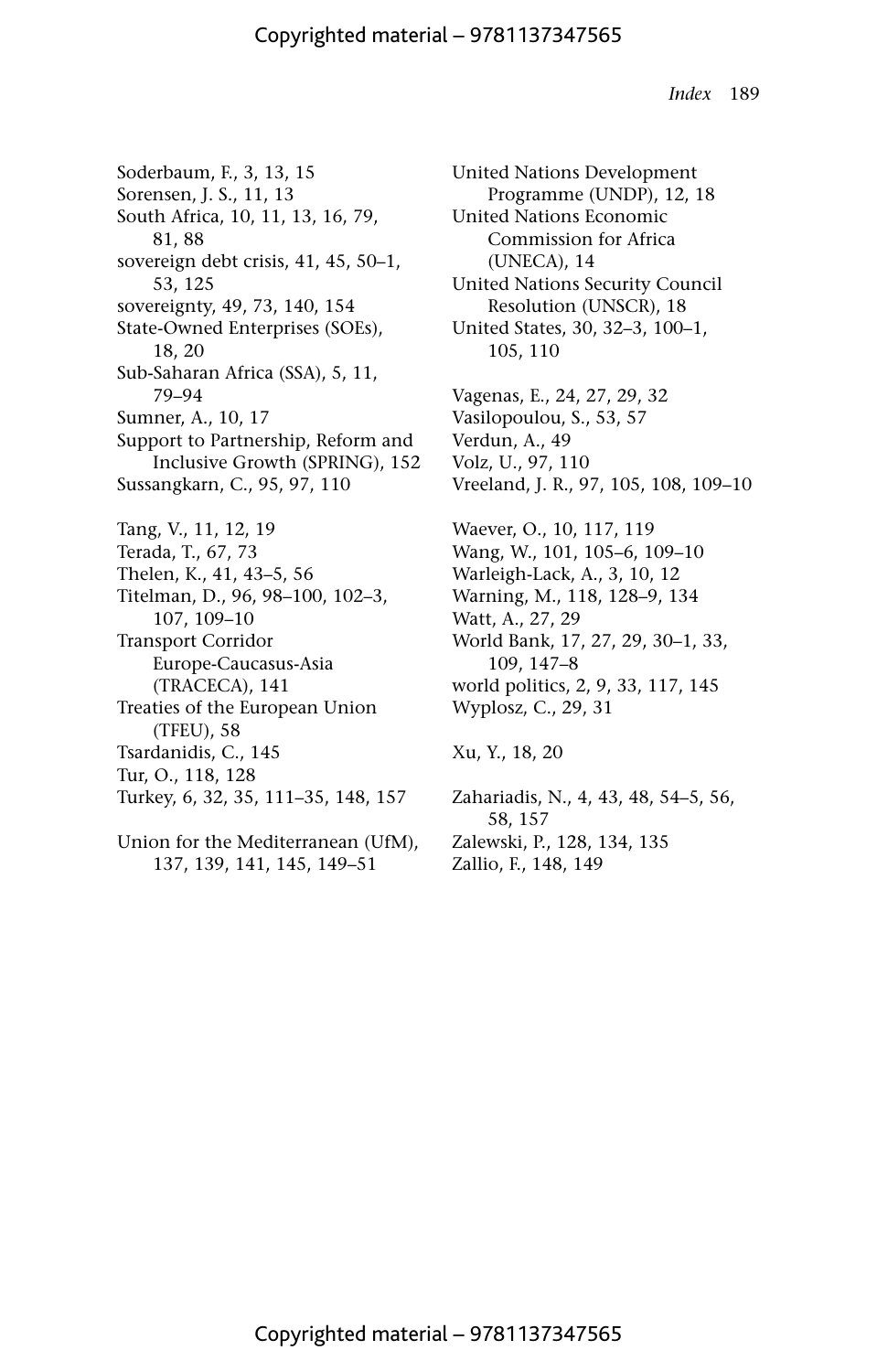Soderbaum, F., 3, 13, 15
Sorensen, J. S., 11, 13
South Africa, 10, 11, 13, 16, 79, 81, 88
sovereign debt crisis, 41, 45, 50–1, 53, 125
sovereignty, 49, 73, 140, 154
State-Owned Enterprises (SOEs), 18, 20
Sub-Saharan Africa (SSA), 5, 11, 79–94
Sumner, A., 10, 17
Support to Partnership, Reform and Inclusive Growth (SPRING), 152
Sussangkarn, C., 95, 97, 110

Tang, V., 11, 12, 19
Terada, T., 67, 73
Thelen, K., 41, 43–5, 56
Titelman, D., 96, 98–100, 102–3, 107, 109–10
Transport Corridor Europe-Caucasus-Asia (TRACECA), 141
Treaties of the European Union (TFEU), 58
Tsardanidis, C., 145
Tur, O., 118, 128
Turkey, 6, 32, 35, 111–35, 148, 157

Union for the Mediterranean (UfM), 137, 139, 141, 145, 149–51
United Nations Development Programme (UNDP), 12, 18
United Nations Economic Commission for Africa (UNECA), 14
United Nations Security Council Resolution (UNSCR), 18
United States, 30, 32–3, 100–1, 105, 110

Vagenas, E., 24, 27, 29, 32
Vasilopoulou, S., 53, 57
Verdun, A., 49
Volz, U., 97, 110
Vreeland, J. R., 97, 105, 108, 109–10

Waever, O., 10, 117, 119
Wang, W., 101, 105–6, 109–10
Warleigh-Lack, A., 3, 10, 12
Warning, M., 118, 128–9, 134
Watt, A., 27, 29
World Bank, 17, 27, 29, 30–1, 33, 109, 147–8
world politics, 2, 9, 33, 117, 145
Wyplosz, C., 29, 31

Xu, Y., 18, 20

Zahariadis, N., 4, 43, 48, 54–5, 56, 58, 157
Zalewski, P., 128, 134, 135
Zallio, F., 148, 149